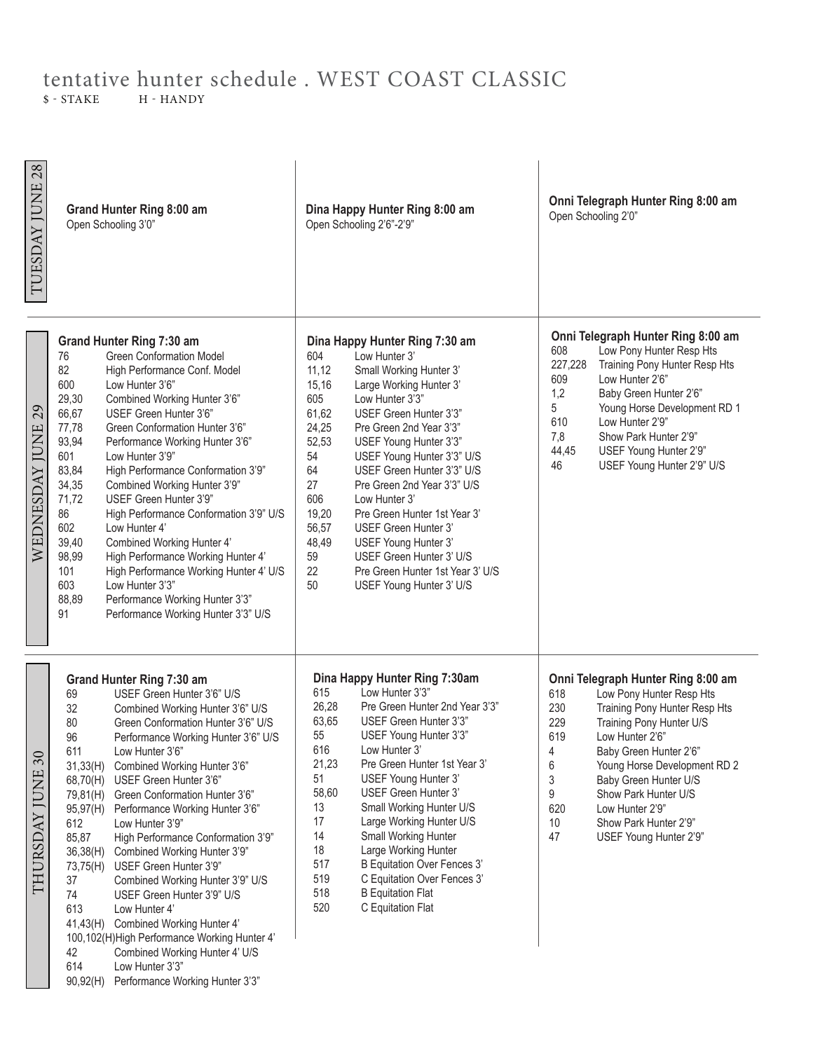# tentative hunter schedule . WEST COAST CLASSIC

$ - STAKE H - HANDY

## TUESDAY JUNE 28

**Grand Hunter Ring 8:00 am**
Open Schooling 3'0"

**Dina Happy Hunter Ring 8:00 am**
Open Schooling 2'6"-2'9"

**Onni Telegraph Hunter Ring 8:00 am**
Open Schooling 2'0"

## WEDNESDAY JUNE 29

**Grand Hunter Ring 7:30 am**

| | |
|---|---|
| 76 | Green Conformation Model |
| 82 | High Performance Conf. Model |
| 600 | Low Hunter 3'6" |
| 29,30 | Combined Working Hunter 3'6" |
| 66,67 | USEF Green Hunter 3'6" |
| 77,78 | Green Conformation Hunter 3'6" |
| 93,94 | Performance Working Hunter 3'6" |
| 601 | Low Hunter 3'9" |
| 83,84 | High Performance Conformation 3'9" |
| 34,35 | Combined Working Hunter 3'9" |
| 71,72 | USEF Green Hunter 3'9" |
| 86 | High Performance Conformation 3'9" U/S |
| 602 | Low Hunter 4' |
| 39,40 | Combined Working Hunter 4' |
| 98,99 | High Performance Working Hunter 4' |
| 101 | High Performance Working Hunter 4' U/S |
| 603 | Low Hunter 3'3" |
| 88,89 | Performance Working Hunter 3'3" |
| 91 | Performance Working Hunter 3'3" U/S |

**Dina Happy Hunter Ring 7:30 am**

| | |
|---|---|
| 604 | Low Hunter 3' |
| 11,12 | Small Working Hunter 3' |
| 15,16 | Large Working Hunter 3' |
| 605 | Low Hunter 3'3" |
| 61,62 | USEF Green Hunter 3'3" |
| 24,25 | Pre Green 2nd Year 3'3" |
| 52,53 | USEF Young Hunter 3'3" |
| 54 | USEF Young Hunter 3'3" U/S |
| 64 | USEF Green Hunter 3'3" U/S |
| 27 | Pre Green 2nd Year 3'3" U/S |
| 606 | Low Hunter 3' |
| 19,20 | Pre Green Hunter 1st Year 3' |
| 56,57 | USEF Green Hunter 3' |
| 48,49 | USEF Young Hunter 3' |
| 59 | USEF Green Hunter 3' U/S |
| 22 | Pre Green Hunter 1st Year 3' U/S |
| 50 | USEF Young Hunter 3' U/S |

**Onni Telegraph Hunter Ring 8:00 am**

| | |
|---|---|
| 608 | Low Pony Hunter Resp Hts |
| 227,228 | Training Pony Hunter Resp Hts |
| 609 | Low Hunter 2'6" |
| 1,2 | Baby Green Hunter 2'6" |
| 5 | Young Horse Development RD 1 |
| 610 | Low Hunter 2'9" |
| 7,8 | Show Park Hunter 2'9" |
| 44,45 | USEF Young Hunter 2'9" |
| 46 | USEF Young Hunter 2'9" U/S |

## THURSDAY JUNE 30

**Grand Hunter Ring 7:30 am**

| | |
|---|---|
| 69 | USEF Green Hunter 3'6" U/S |
| 32 | Combined Working Hunter 3'6" U/S |
| 80 | Green Conformation Hunter 3'6" U/S |
| 96 | Performance Working Hunter 3'6" U/S |
| 611 | Low Hunter 3'6" |
| 31,33(H) | Combined Working Hunter 3'6" |
| 68,70(H) | USEF Green Hunter 3'6" |
| 79,81(H) | Green Conformation Hunter 3'6" |
| 95,97(H) | Performance Working Hunter 3'6" |
| 612 | Low Hunter 3'9" |
| 85,87 | High Performance Conformation 3'9" |
| 36,38(H) | Combined Working Hunter 3'9" |
| 73,75(H) | USEF Green Hunter 3'9" |
| 37 | Combined Working Hunter 3'9" U/S |
| 74 | USEF Green Hunter 3'9" U/S |
| 613 | Low Hunter 4' |
| 41,43(H) | Combined Working Hunter 4' |
| 100,102(H) | High Performance Working Hunter 4' |
| 42 | Combined Working Hunter 4' U/S |
| 614 | Low Hunter 3'3" |
| 90,92(H) | Performance Working Hunter 3'3" |

**Dina Happy Hunter Ring 7:30am**

| | |
|---|---|
| 615 | Low Hunter 3'3" |
| 26,28 | Pre Green Hunter 2nd Year 3'3" |
| 63,65 | USEF Green Hunter 3'3" |
| 55 | USEF Young Hunter 3'3" |
| 616 | Low Hunter 3' |
| 21,23 | Pre Green Hunter 1st Year 3' |
| 51 | USEF Young Hunter 3' |
| 58,60 | USEF Green Hunter 3' |
| 13 | Small Working Hunter U/S |
| 17 | Large Working Hunter U/S |
| 14 | Small Working Hunter |
| 18 | Large Working Hunter |
| 517 | B Equitation Over Fences 3' |
| 519 | C Equitation Over Fences 3' |
| 518 | B Equitation Flat |
| 520 | C Equitation Flat |

**Onni Telegraph Hunter Ring 8:00 am**

| | |
|---|---|
| 618 | Low Pony Hunter Resp Hts |
| 230 | Training Pony Hunter Resp Hts |
| 229 | Training Pony Hunter U/S |
| 619 | Low Hunter 2'6" |
| 4 | Baby Green Hunter 2'6" |
| 6 | Young Horse Development RD 2 |
| 3 | Baby Green Hunter U/S |
| 9 | Show Park Hunter U/S |
| 620 | Low Hunter 2'9" |
| 10 | Show Park Hunter 2'9" |
| 47 | USEF Young Hunter 2'9" |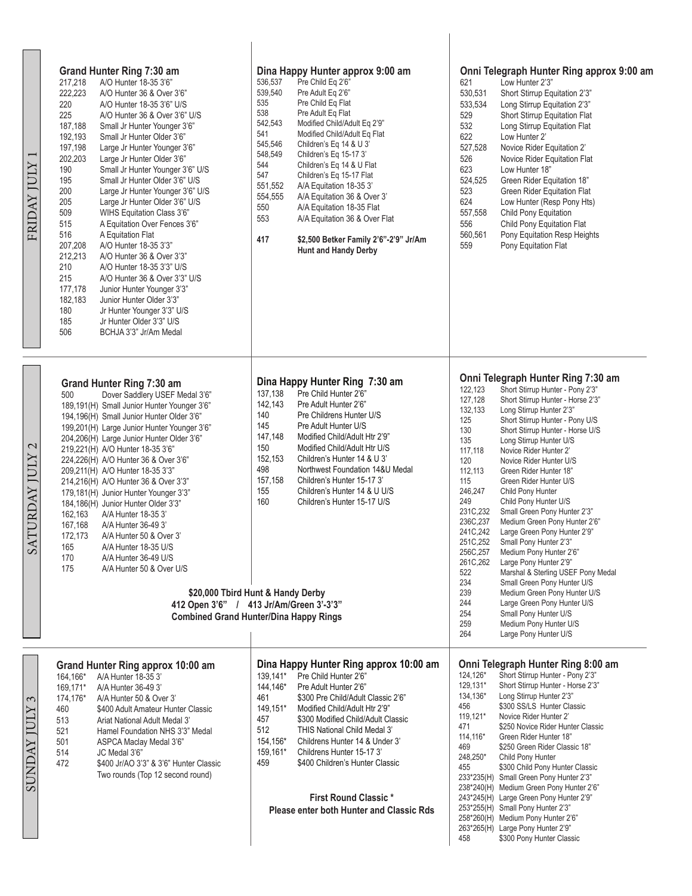## FRIDAY JULY 1

### Grand Hunter Ring 7:30 am

| Class | Description |
|---|---|
| 217,218 | A/O Hunter 18-35 3'6" |
| 222,223 | A/O Hunter 36 & Over 3'6" |
| 220 | A/O Hunter 18-35 3'6" U/S |
| 225 | A/O Hunter 36 & Over 3'6" U/S |
| 187,188 | Small Jr Hunter Younger 3'6" |
| 192,193 | Small Jr Hunter Older 3'6" |
| 197,198 | Large Jr Hunter Younger 3'6" |
| 202,203 | Large Jr Hunter Older 3'6" |
| 190 | Small Jr Hunter Younger 3'6" U/S |
| 195 | Small Jr Hunter Older 3'6" U/S |
| 200 | Large Jr Hunter Younger 3'6" U/S |
| 205 | Large Jr Hunter Older 3'6" U/S |
| 509 | WIHS Equitation Class 3'6" |
| 515 | A Equitation Over Fences 3'6" |
| 516 | A Equitation Flat |
| 207,208 | A/O Hunter 18-35 3'3" |
| 212,213 | A/O Hunter 36 & Over 3'3" |
| 210 | A/O Hunter 18-35 3'3" U/S |
| 215 | A/O Hunter 36 & Over 3'3" U/S |
| 177,178 | Junior Hunter Younger 3'3" |
| 182,183 | Junior Hunter Older 3'3" |
| 180 | Jr Hunter Younger 3'3" U/S |
| 185 | Jr Hunter Older 3'3" U/S |
| 506 | BCHJA 3'3" Jr/Am Medal |

### Dina Happy Hunter approx 9:00 am

| Class | Description |
|---|---|
| 536,537 | Pre Child Eq 2'6" |
| 539,540 | Pre Adult Eq 2'6" |
| 535 | Pre Child Eq Flat |
| 538 | Pre Adult Eq Flat |
| 542,543 | Modified Child/Adult Eq 2'9" |
| 541 | Modified Child/Adult Eq Flat |
| 545,546 | Children's Eq 14 & U 3' |
| 548,549 | Children's Eq 15-17 3' |
| 544 | Children's Eq 14 & U Flat |
| 547 | Children's Eq 15-17 Flat |
| 551,552 | A/A Equitation 18-35 3' |
| 554,555 | A/A Equitation 36 & Over 3' |
| 550 | A/A Equitation 18-35 Flat |
| 553 | A/A Equitation 36 & Over Flat |
| 417 | **$2,500 Betker Family 2'6"-2'9" Jr/Am Hunt and Handy Derby** |

### Onni Telegraph Hunter Ring approx 9:00 am

| Class | Description |
|---|---|
| 621 | Low Hunter 2'3" |
| 530,531 | Short Stirrup Equitation 2'3" |
| 533,534 | Long Stirrup Equitation 2'3" |
| 529 | Short Stirrup Equitation Flat |
| 532 | Long Stirrup Equitation Flat |
| 622 | Low Hunter 2' |
| 527,528 | Novice Rider Equitation 2' |
| 526 | Novice Rider Equitation Flat |
| 623 | Low Hunter 18" |
| 524,525 | Green Rider Equitation 18" |
| 523 | Green Rider Equitation Flat |
| 624 | Low Hunter (Resp Pony Hts) |
| 557,558 | Child Pony Equitation |
| 556 | Child Pony Equitation Flat |
| 560,561 | Pony Equitation Resp Heights |
| 559 | Pony Equitation Flat |

## SATURDAY JULY 2

### Grand Hunter Ring 7:30 am

| Class | Description |
|---|---|
| 500 | Dover Saddlery USEF Medal 3'6" |
| 189,191(H) | Small Junior Hunter Younger 3'6" |
| 194,196(H) | Small Junior Hunter Older 3'6" |
| 199,201(H) | Large Junior Hunter Younger 3'6" |
| 204,206(H) | Large Junior Hunter Older 3'6" |
| 219,221(H) | A/O Hunter 18-35 3'6" |
| 224,226(H) | A/O Hunter 36 & Over 3'6" |
| 209,211(H) | A/O Hunter 18-35 3'3" |
| 214,216(H) | A/O Hunter 36 & Over 3'3" |
| 179,181(H) | Junior Hunter Younger 3'3" |
| 184,186(H) | Junior Hunter Older 3'3" |
| 162,163 | A/A Hunter 18-35 3' |
| 167,168 | A/A Hunter 36-49 3' |
| 172,173 | A/A Hunter 50 & Over 3' |
| 165 | A/A Hunter 18-35 U/S |
| 170 | A/A Hunter 36-49 U/S |
| 175 | A/A Hunter 50 & Over U/S |

### Dina Happy Hunter Ring 7:30 am

| Class | Description |
|---|---|
| 137,138 | Pre Child Hunter 2'6" |
| 142,143 | Pre Adult Hunter 2'6" |
| 140 | Pre Childrens Hunter U/S |
| 145 | Pre Adult Hunter U/S |
| 147,148 | Modified Child/Adult Htr 2'9" |
| 150 | Modified Child/Adult Htr U/S |
| 152,153 | Children's Hunter 14 & U 3' |
| 498 | Northwest Foundation 14&U Medal |
| 157,158 | Children's Hunter 15-17 3' |
| 155 | Children's Hunter 14 & U U/S |
| 160 | Children's Hunter 15-17 U/S |

**$20,000 Tbird Hunt & Handy Derby**
**412 Open 3'6" / 413 Jr/Am/Green 3'-3'3"**
**Combined Grand Hunter/Dina Happy Rings**

### Onni Telegraph Hunter Ring 7:30 am

| Class | Description |
|---|---|
| 122,123 | Short Stirrup Hunter - Pony 2'3" |
| 127,128 | Short Stirrup Hunter - Horse 2'3" |
| 132,133 | Long Stirrup Hunter 2'3" |
| 125 | Short Stirrup Hunter - Pony U/S |
| 130 | Short Stirrup Hunter - Horse U/S |
| 135 | Long Stirrup Hunter U/S |
| 117,118 | Novice Rider Hunter 2' |
| 120 | Novice Rider Hunter U/S |
| 112,113 | Green Rider Hunter 18" |
| 115 | Green Rider Hunter U/S |
| 246,247 | Child Pony Hunter |
| 249 | Child Pony Hunter U/S |
| 231C,232 | Small Green Pony Hunter 2'3" |
| 236C,237 | Medium Green Pony Hunter 2'6" |
| 241C,242 | Large Green Pony Hunter 2'9" |
| 251C,252 | Small Pony Hunter 2'3" |
| 256C,257 | Medium Pony Hunter 2'6" |
| 261C,262 | Large Pony Hunter 2'9" |
| 522 | Marshal & Sterling USEF Pony Medal |
| 234 | Small Green Pony Hunter U/S |
| 239 | Medium Green Pony Hunter U/S |
| 244 | Large Green Pony Hunter U/S |
| 254 | Small Pony Hunter U/S |
| 259 | Medium Pony Hunter U/S |
| 264 | Large Pony Hunter U/S |

## SUNDAY JULY 3

### Grand Hunter Ring approx 10:00 am

| Class | Description |
|---|---|
| 164,166* | A/A Hunter 18-35 3' |
| 169,171* | A/A Hunter 36-49 3' |
| 174,176* | A/A Hunter 50 & Over 3' |
| 460 | $400 Adult Amateur Hunter Classic |
| 513 | Ariat National Adult Medal 3' |
| 521 | Hamel Foundation NHS 3'3" Medal |
| 501 | ASPCA Maclay Medal 3'6" |
| 514 | JC Medal 3'6" |
| 472 | $400 Jr/AO 3'3" & 3'6" Hunter Classic Two rounds (Top 12 second round) |

### Dina Happy Hunter Ring approx 10:00 am

| Class | Description |
|---|---|
| 139,141* | Pre Child Hunter 2'6" |
| 144,146* | Pre Adult Hunter 2'6" |
| 461 | $300 Pre Child/Adult Classic 2'6" |
| 149,151* | Modified Child/Adult Htr 2'9" |
| 457 | $300 Modified Child/Adult Classic |
| 512 | THIS National Child Medal 3' |
| 154,156* | Childrens Hunter 14 & Under 3' |
| 159,161* | Childrens Hunter 15-17 3' |
| 459 | $400 Children's Hunter Classic |

**First Round Classic ***
**Please enter both Hunter and Classic Rds**

### Onni Telegraph Hunter Ring 8:00 am

| Class | Description |
|---|---|
| 124,126* | Short Stirrup Hunter - Pony 2'3" |
| 129,131* | Short Stirrup Hunter - Horse 2'3" |
| 134,136* | Long Stirrup Hunter 2'3" |
| 456 | $300 SS/LS Hunter Classic |
| 119,121* | Novice Rider Hunter 2' |
| 471 | $250 Novice Rider Hunter Classic |
| 114,116* | Green Rider Hunter 18" |
| 469 | $250 Green Rider Classic 18" |
| 248,250* | Child Pony Hunter |
| 455 | $300 Child Pony Hunter Classic |
| 233*235(H) | Small Green Pony Hunter 2'3" |
| 238*240(H) | Medium Green Pony Hunter 2'6" |
| 243*245(H) | Large Green Pony Hunter 2'9" |
| 253*255(H) | Small Pony Hunter 2'3" |
| 258*260(H) | Medium Pony Hunter 2'6" |
| 263*265(H) | Large Pony Hunter 2'9" |
| 458 | $300 Pony Hunter Classic |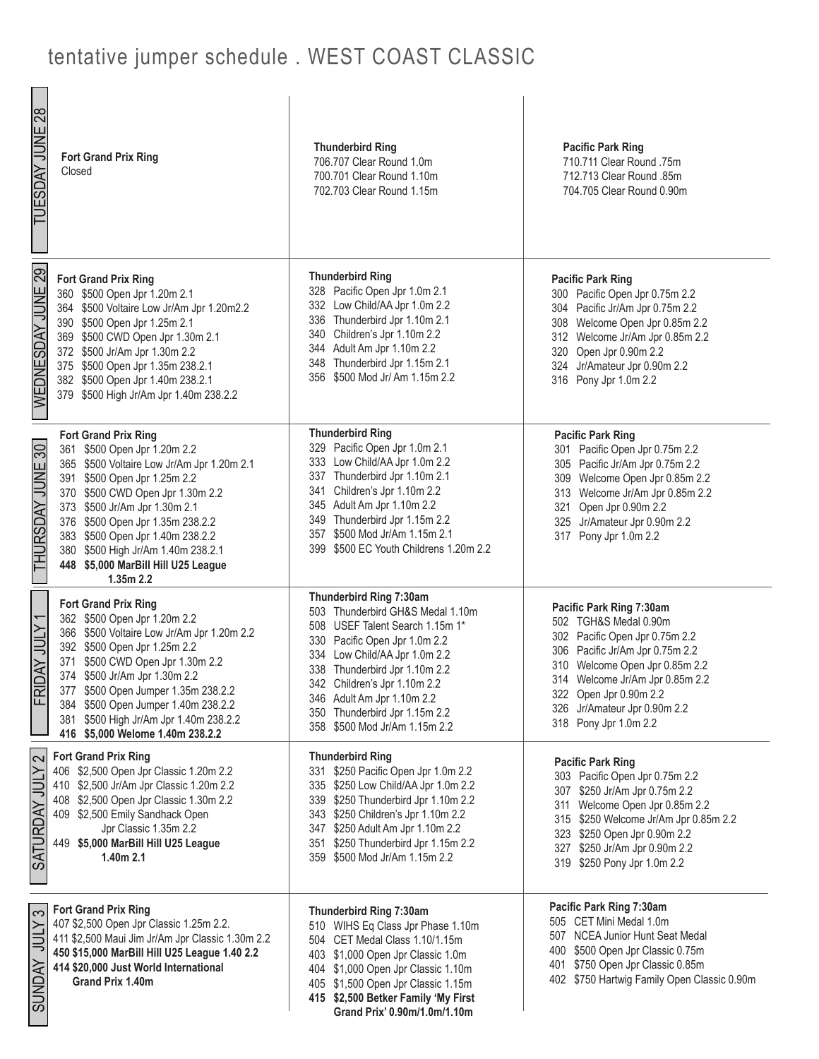# tentative jumper schedule . WEST COAST CLASSIC

| Day | Fort Grand Prix Ring | Thunderbird Ring | Pacific Park Ring |
| --- | --- | --- | --- |
| TUESDAY JUNE 28 | **Fort Grand Prix Ring**<br>Closed | **Thunderbird Ring**<br>706.707 Clear Round 1.0m<br>700.701 Clear Round 1.10m<br>702.703 Clear Round 1.15m | **Pacific Park Ring**<br>710.711 Clear Round .75m<br>712.713 Clear Round .85m<br>704.705 Clear Round 0.90m |
| WEDNESDAY JUNE 29 | **Fort Grand Prix Ring**<br>360 $500 Open Jpr 1.20m 2.1<br>364 $500 Voltaire Low Jr/Am Jpr 1.20m2.2<br>390 $500 Open Jpr 1.25m 2.1<br>369 $500 CWD Open Jpr 1.30m 2.1<br>372 $500 Jr/Am Jpr 1.30m 2.2<br>375 $500 Open Jpr 1.35m 238.2.1<br>382 $500 Open Jpr 1.40m 238.2.1<br>379 $500 High Jr/Am Jpr 1.40m 238.2.2 | **Thunderbird Ring**<br>328 Pacific Open Jpr 1.0m 2.1<br>332 Low Child/AA Jpr 1.0m 2.2<br>336 Thunderbird Jpr 1.10m 2.1<br>340 Children's Jpr 1.10m 2.2<br>344 Adult Am Jpr 1.10m 2.2<br>348 Thunderbird Jpr 1.15m 2.1<br>356 $500 Mod Jr/ Am 1.15m 2.2 | **Pacific Park Ring**<br>300 Pacific Open Jpr 0.75m 2.2<br>304 Pacific Jr/Am Jpr 0.75m 2.2<br>308 Welcome Open Jpr 0.85m 2.2<br>312 Welcome Jr/Am Jpr 0.85m 2.2<br>320 Open Jpr 0.90m 2.2<br>324 Jr/Amateur Jpr 0.90m 2.2<br>316 Pony Jpr 1.0m 2.2 |
| THURSDAY JUNE 30 | **Fort Grand Prix Ring**<br>361 $500 Open Jpr 1.20m 2.2<br>365 $500 Voltaire Low Jr/Am Jpr 1.20m 2.1<br>391 $500 Open Jpr 1.25m 2.2<br>370 $500 CWD Open Jpr 1.30m 2.2<br>373 $500 Jr/Am Jpr 1.30m 2.1<br>376 $500 Open Jpr 1.35m 238.2.2<br>383 $500 Open Jpr 1.40m 238.2.2<br>380 $500 High Jr/Am 1.40m 238.2.1<br>**448 $5,000 MarBill Hill U25 League 1.35m 2.2** | **Thunderbird Ring**<br>329 Pacific Open Jpr 1.0m 2.1<br>333 Low Child/AA Jpr 1.0m 2.2<br>337 Thunderbird Jpr 1.10m 2.1<br>341 Children's Jpr 1.10m 2.2<br>345 Adult Am Jpr 1.10m 2.2<br>349 Thunderbird Jpr 1.15m 2.2<br>357 $500 Mod Jr/Am 1.15m 2.1<br>399 $500 EC Youth Childrens 1.20m 2.2 | **Pacific Park Ring**<br>301 Pacific Open Jpr 0.75m 2.2<br>305 Pacific Jr/Am Jpr 0.75m 2.2<br>309 Welcome Open Jpr 0.85m 2.2<br>313 Welcome Jr/Am Jpr 0.85m 2.2<br>321 Open Jpr 0.90m 2.2<br>325 Jr/Amateur Jpr 0.90m 2.2<br>317 Pony Jpr 1.0m 2.2 |
| FRIDAY JULY 1 | **Fort Grand Prix Ring**<br>362 $500 Open Jpr 1.20m 2.2<br>366 $500 Voltaire Low Jr/Am Jpr 1.20m 2.2<br>392 $500 Open Jpr 1.25m 2.2<br>371 $500 CWD Open Jpr 1.30m 2.2<br>374 $500 Jr/Am Jpr 1.30m 2.2<br>377 $500 Open Jumper 1.35m 238.2.2<br>384 $500 Open Jumper 1.40m 238.2.2<br>381 $500 High Jr/Am Jpr 1.40m 238.2.2<br>**416 $5,000 Welome 1.40m 238.2.2** | **Thunderbird Ring 7:30am**<br>503 Thunderbird GH&S Medal 1.10m<br>508 USEF Talent Search 1.15m 1*<br>330 Pacific Open Jpr 1.0m 2.2<br>334 Low Child/AA Jpr 1.0m 2.2<br>338 Thunderbird Jpr 1.10m 2.2<br>342 Children's Jpr 1.10m 2.2<br>346 Adult Am Jpr 1.10m 2.2<br>350 Thunderbird Jpr 1.15m 2.2<br>358 $500 Mod Jr/Am 1.15m 2.2 | **Pacific Park Ring 7:30am**<br>502 TGH&S Medal 0.90m<br>302 Pacific Open Jpr 0.75m 2.2<br>306 Pacific Jr/Am Jpr 0.75m 2.2<br>310 Welcome Open Jpr 0.85m 2.2<br>314 Welcome Jr/Am Jpr 0.85m 2.2<br>322 Open Jpr 0.90m 2.2<br>326 Jr/Amateur Jpr 0.90m 2.2<br>318 Pony Jpr 1.0m 2.2 |
| SATURDAY JULY 2 | **Fort Grand Prix Ring**<br>406 $2,500 Open Jpr Classic 1.20m 2.2<br>410 $2,500 Jr/Am Jpr Classic 1.20m 2.2<br>408 $2,500 Open Jpr Classic 1.30m 2.2<br>409 $2,500 Emily Sandhack Open Jpr Classic 1.35m 2.2<br>449 **$5,000 MarBill Hill U25 League 1.40m 2.1** | **Thunderbird Ring**<br>331 $250 Pacific Open Jpr 1.0m 2.2<br>335 $250 Low Child/AA Jpr 1.0m 2.2<br>339 $250 Thunderbird Jpr 1.10m 2.2<br>343 $250 Children's Jpr 1.10m 2.2<br>347 $250 Adult Am Jpr 1.10m 2.2<br>351 $250 Thunderbird Jpr 1.15m 2.2<br>359 $500 Mod Jr/Am 1.15m 2.2 | **Pacific Park Ring**<br>303 Pacific Open Jpr 0.75m 2.2<br>307 $250 Jr/Am Jpr 0.75m 2.2<br>311 Welcome Open Jpr 0.85m 2.2<br>315 $250 Welcome Jr/Am Jpr 0.85m 2.2<br>323 $250 Open Jpr 0.90m 2.2<br>327 $250 Jr/Am Jpr 0.90m 2.2<br>319 $250 Pony Jpr 1.0m 2.2 |
| SUNDAY JULY 3 | **Fort Grand Prix Ring**<br>407 $2,500 Open Jpr Classic 1.25m 2.2.<br>411 $2,500 Maui Jim Jr/Am Jpr Classic 1.30m 2.2<br>**450 $15,000 MarBill Hill U25 League 1.40 2.2**<br>**414 $20,000 Just World International Grand Prix 1.40m** | **Thunderbird Ring 7:30am**<br>510 WIHS Eq Class Jpr Phase 1.10m<br>504 CET Medal Class 1.10/1.15m<br>403 $1,000 Open Jpr Classic 1.0m<br>404 $1,000 Open Jpr Classic 1.10m<br>405 $1,500 Open Jpr Classic 1.15m<br>**415 $2,500 Betker Family 'My First Grand Prix' 0.90m/1.0m/1.10m** | **Pacific Park Ring 7:30am**<br>505 CET Mini Medal 1.0m<br>507 NCEA Junior Hunt Seat Medal<br>400 $500 Open Jpr Classic 0.75m<br>401 $750 Open Jpr Classic 0.85m<br>402 $750 Hartwig Family Open Classic 0.90m |